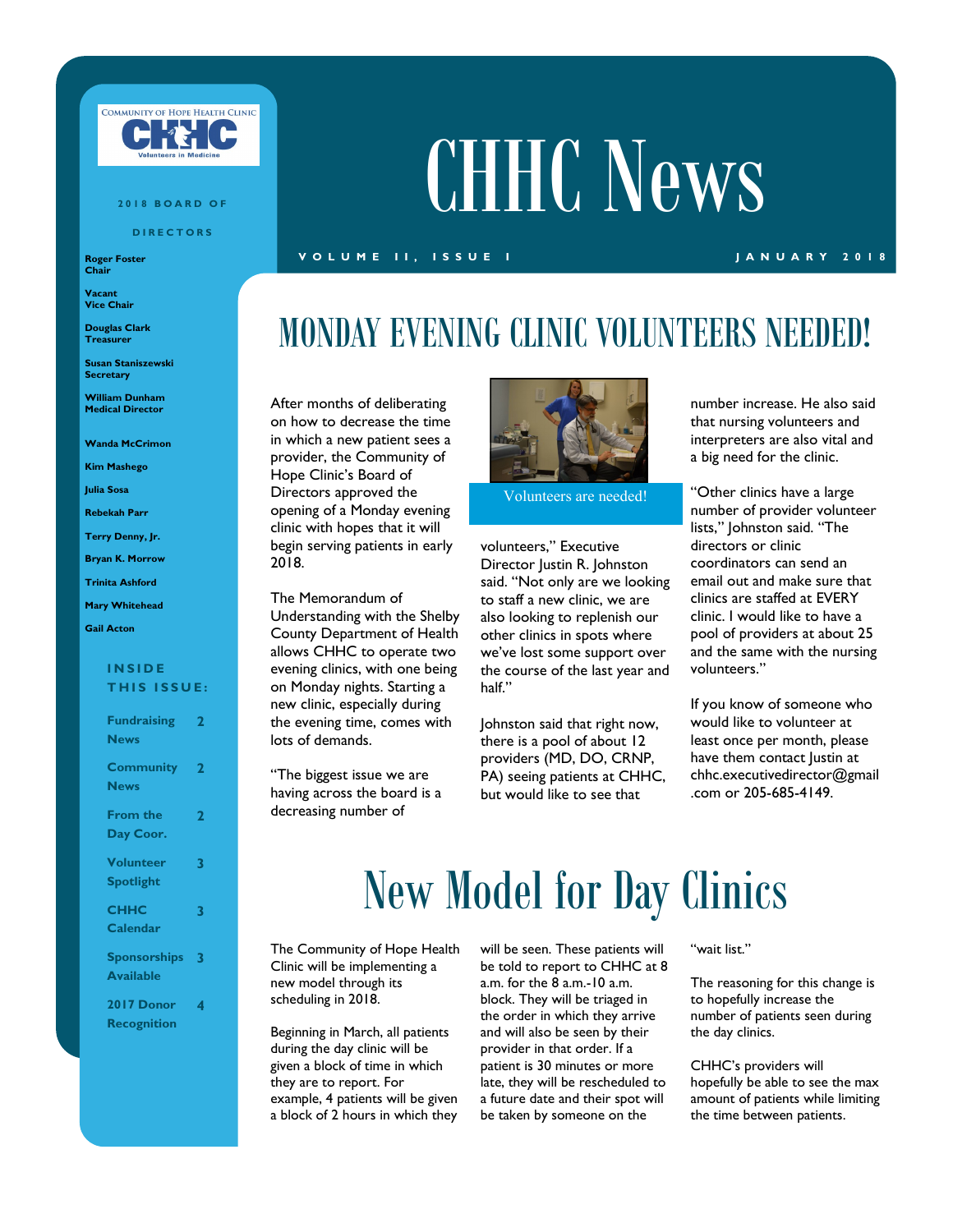# CHHC News

VOLUME II, ISSUE I — JANUARY 2018

COMMUNITY OF HOPE HEALTH CLINIC
CHHC
Volunteers in Medicine

**2018 BOARD OF DIRECTORS**

**Roger Foster**
**Chair**

**Vacant**
**Vice Chair**

**Douglas Clark**
**Treasurer**

**Susan Staniszewski**
**Secretary**

**William Dunham**
**Medical Director**

**Wanda McCrimon**

**Kim Mashego**

**Julia Sosa**

**Rebekah Parr**

**Terry Denny, Jr.**

**Bryan K. Morrow**

**Trinita Ashford**

**Mary Whitehead**

**Gail Acton**

**INSIDE THIS ISSUE:**

| | |
|---|---|
| Fundraising News | 2 |
| Community News | 2 |
| From the Day Coor. | 2 |
| Volunteer Spotlight | 3 |
| CHHC Calendar | 3 |
| Sponsorships Available | 3 |
| 2017 Donor Recognition | 4 |

## MONDAY EVENING CLINIC VOLUNTEERS NEEDED!

After months of deliberating on how to decrease the time in which a new patient sees a provider, the Community of Hope Clinic's Board of Directors approved the opening of a Monday evening clinic with hopes that it will begin serving patients in early 2018.

The Memorandum of Understanding with the Shelby County Department of Health allows CHHC to operate two evening clinics, with one being on Monday nights. Starting a new clinic, especially during the evening time, comes with lots of demands.

"The biggest issue we are having across the board is a decreasing number of volunteers," Executive Director Justin R. Johnston said. "Not only are we looking to staff a new clinic, we are also looking to replenish our other clinics in spots where we've lost some support over the course of the last year and half."

Volunteers are needed!

Johnston said that right now, there is a pool of about 12 providers (MD, DO, CRNP, PA) seeing patients at CHHC, but would like to see that number increase. He also said that nursing volunteers and interpreters are also vital and a big need for the clinic.

"Other clinics have a large number of provider volunteer lists," Johnston said. "The directors or clinic coordinators can send an email out and make sure that clinics are staffed at EVERY clinic. I would like to have a pool of providers at about 25 and the same with the nursing volunteers."

If you know of someone who would like to volunteer at least once per month, please have them contact Justin at chhc.executivedirector@gmail.com or 205-685-4149.

## New Model for Day Clinics

The Community of Hope Health Clinic will be implementing a new model through its scheduling in 2018.

Beginning in March, all patients during the day clinic will be given a block of time in which they are to report. For example, 4 patients will be given a block of 2 hours in which they will be seen. These patients will be told to report to CHHC at 8 a.m. for the 8 a.m.-10 a.m. block. They will be triaged in the order in which they arrive and will also be seen by their provider in that order. If a patient is 30 minutes or more late, they will be rescheduled to a future date and their spot will be taken by someone on the "wait list."

The reasoning for this change is to hopefully increase the number of patients seen during the day clinics.

CHHC's providers will hopefully be able to see the max amount of patients while limiting the time between patients.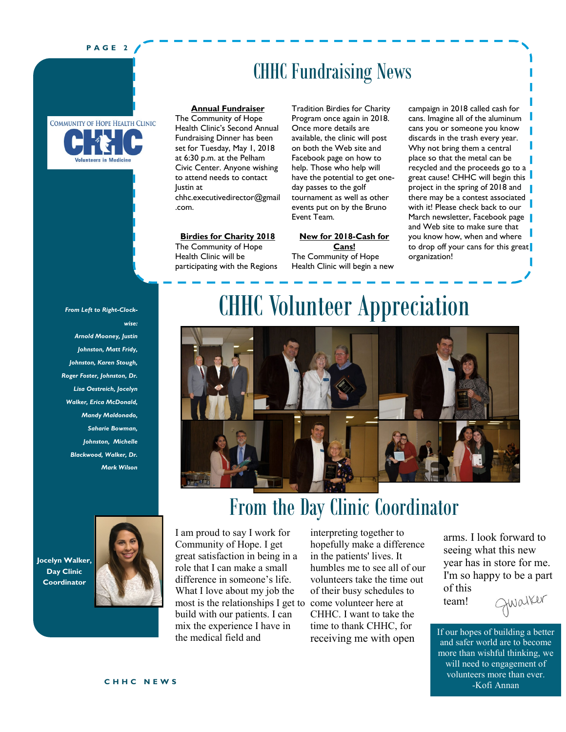# CHHC Fundraising News

**Annual Fundraiser**

The Community of Hope Health Clinic's Second Annual Fundraising Dinner has been set for Tuesday, May 1, 2018 at 6:30 p.m. at the Pelham Civic Center. Anyone wishing to attend needs to contact Justin at chhc.executivedirector@gmail.com.

**Birdies for Charity 2018**

The Community of Hope Health Clinic will be participating with the Regions Tradition Birdies for Charity Program once again in 2018. Once more details are available, the clinic will post on both the Web site and Facebook page on how to help. Those who help will have the potential to get one-day passes to the golf tournament as well as other events put on by the Bruno Event Team.

**New for 2018-Cash for Cans!**

The Community of Hope Health Clinic will begin a new campaign in 2018 called cash for cans. Imagine all of the aluminum cans you or someone you know discards in the trash every year. Why not bring them a central place so that the metal can be recycled and the proceeds go to a great cause! CHHC will begin this project in the spring of 2018 and there may be a contest associated with it! Please check back to our March newsletter, Facebook page and Web site to make sure that you know how, when and where to drop off your cans for this great organization!

# CHHC Volunteer Appreciation

*From Left to Right-Clockwise: Arnold Mooney, Justin Johnston, Matt Fridy, Johnston, Karen Stough, Roger Foster, Johnston, Dr. Lisa Oestreich, Jocelyn Walker, Erica McDonald, Mandy Maldonado, Saharie Bowman, Johnston, Michelle Blackwood, Walker, Dr. Mark Wilson*

# From the Day Clinic Coordinator

**Jocelyn Walker, Day Clinic Coordinator**

I am proud to say I work for Community of Hope. I get great satisfaction in being in a role that I can make a small difference in someone's life. What I love about my job the most is the relationships I get to build with our patients. I can mix the experience I have in the medical field and interpreting together to hopefully make a difference in the patients' lives. It humbles me to see all of our volunteers take the time out of their busy schedules to come volunteer here at CHHC. I want to take the time to thank CHHC, for receiving me with open arms. I look forward to seeing what this new year has in store for me. I'm so happy to be a part of this team!

JWalker

If our hopes of building a better and safer world are to become more than wishful thinking, we will need to engagement of volunteers more than ever.
-Kofi Annan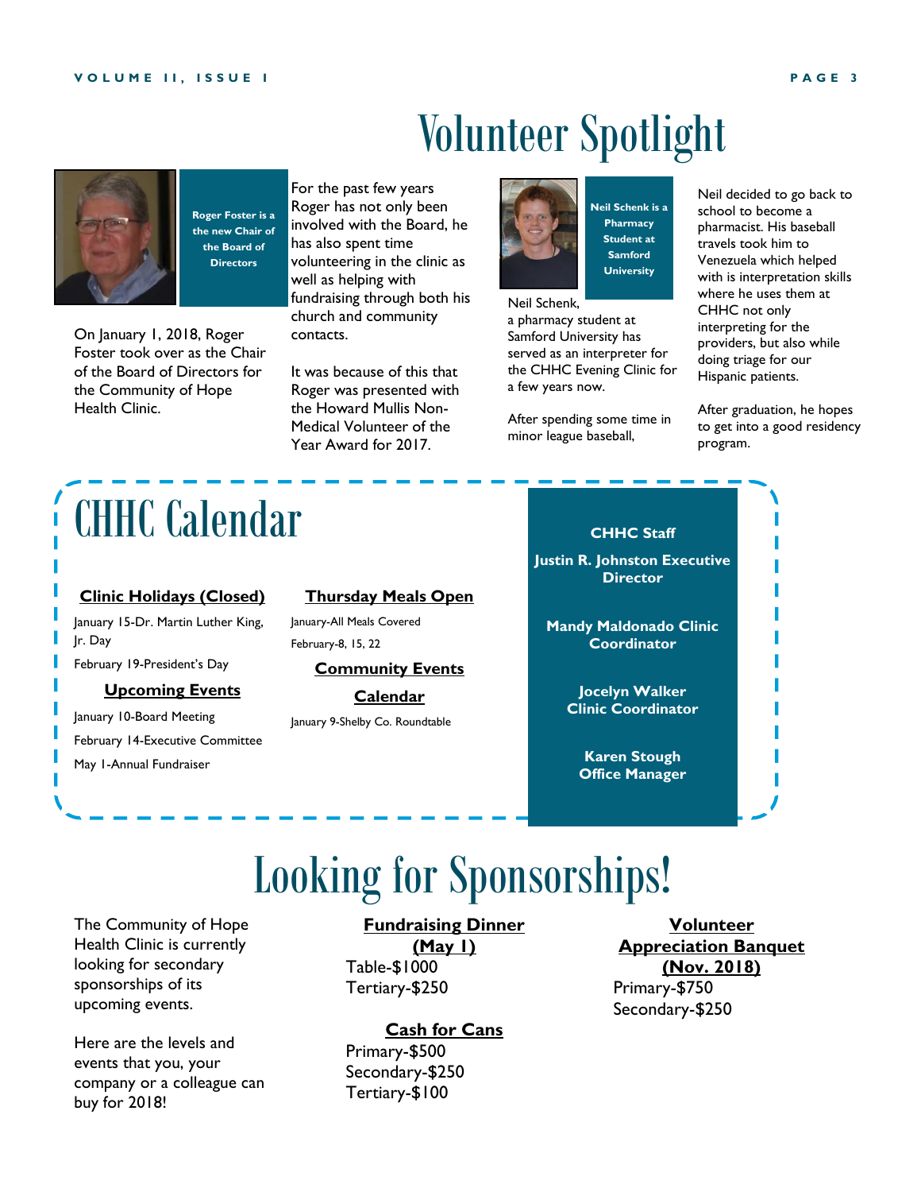# Volunteer Spotlight

**Roger Foster is a the new Chair of the Board of Directors**

On January 1, 2018, Roger Foster took over as the Chair of the Board of Directors for the Community of Hope Health Clinic.

For the past few years Roger has not only been involved with the Board, he has also spent time volunteering in the clinic as well as helping with fundraising through both his church and community contacts.

It was because of this that Roger was presented with the Howard Mullis Non-Medical Volunteer of the Year Award for 2017.

**Neil Schenk is a Pharmacy Student at Samford University**

Neil Schenk, a pharmacy student at Samford University has served as an interpreter for the CHHC Evening Clinic for a few years now.

After spending some time in minor league baseball, Neil decided to go back to school to become a pharmacist. His baseball travels took him to Venezuela which helped with interpretation skills where he uses them at CHHC not only interpreting for the providers, but also while doing triage for our Hispanic patients.

After graduation, he hopes to get into a good residency program.

# CHHC Calendar

**Clinic Holidays (Closed)**

January 15-Dr. Martin Luther King, Jr. Day

February 19-President's Day

**Upcoming Events**

January 10-Board Meeting

February 14-Executive Committee

May 1-Annual Fundraiser

**Thursday Meals Open**

January-All Meals Covered

February-8, 15, 22

**Community Events Calendar**

January 9-Shelby Co. Roundtable

**CHHC Staff**

**Justin R. Johnston Executive Director**

**Mandy Maldonado Clinic Coordinator**

**Jocelyn Walker Clinic Coordinator**

**Karen Stough Office Manager**

# Looking for Sponsorships!

The Community of Hope Health Clinic is currently looking for secondary sponsorships of its upcoming events.

Here are the levels and events that you, your company or a colleague can buy for 2018!

**Fundraising Dinner (May 1)**

Table-$1000
Tertiary-$250

**Cash for Cans**

Primary-$500
Secondary-$250
Tertiary-$100

**Volunteer Appreciation Banquet (Nov. 2018)**

Primary-$750
Secondary-$250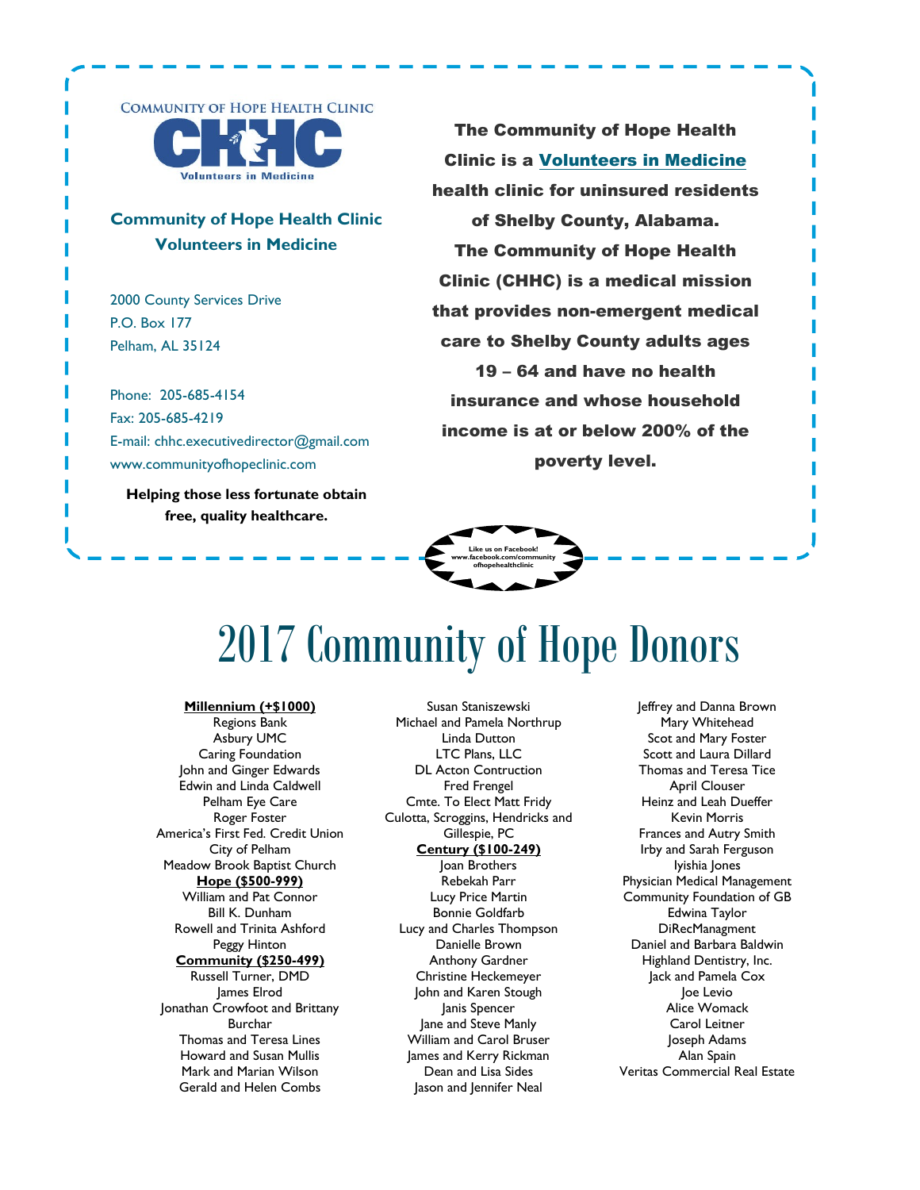COMMUNITY OF HOPE HEALTH CLINIC

CHHC

Volunteers in Medicine

**Community of Hope Health Clinic**
**Volunteers in Medicine**

2000 County Services Drive
P.O. Box 177
Pelham, AL 35124

Phone: 205-685-4154
Fax: 205-685-4219
E-mail: chhc.executivedirector@gmail.com
www.communityofhopeclinic.com

**Helping those less fortunate obtain free, quality healthcare.**

**The Community of Hope Health Clinic is a Volunteers in Medicine health clinic for uninsured residents of Shelby County, Alabama. The Community of Hope Health Clinic (CHHC) is a medical mission that provides non-emergent medical care to Shelby County adults ages 19 – 64 and have no health insurance and whose household income is at or below 200% of the poverty level.**

Like us on Facebook!
www.facebook.com/communityofhopehealthclinic

# 2017 Community of Hope Donors

**Millennium (+$1000)**

Regions Bank
Asbury UMC
Caring Foundation
John and Ginger Edwards
Edwin and Linda Caldwell
Pelham Eye Care
Roger Foster
America's First Fed. Credit Union
City of Pelham
Meadow Brook Baptist Church

**Hope ($500-999)**

William and Pat Connor
Bill K. Dunham
Rowell and Trinita Ashford
Peggy Hinton

**Community ($250-499)**

Russell Turner, DMD
James Elrod
Jonathan Crowfoot and Brittany Burchar
Thomas and Teresa Lines
Howard and Susan Mullis
Mark and Marian Wilson
Gerald and Helen Combs
Susan Staniszewski
Michael and Pamela Northrup
Linda Dutton
LTC Plans, LLC
DL Acton Contruction
Fred Frengel
Cmte. To Elect Matt Fridy
Culotta, Scroggins, Hendricks and Gillespie, PC

**Century ($100-249)**

Joan Brothers
Rebekah Parr
Lucy Price Martin
Bonnie Goldfarb
Lucy and Charles Thompson
Danielle Brown
Anthony Gardner
Christine Heckemeyer
John and Karen Stough
Janis Spencer
Jane and Steve Manly
William and Carol Bruser
James and Kerry Rickman
Dean and Lisa Sides
Jason and Jennifer Neal
Jeffrey and Danna Brown
Mary Whitehead
Scot and Mary Foster
Scott and Laura Dillard
Thomas and Teresa Tice
April Clouser
Heinz and Leah Dueffer
Kevin Morris
Frances and Autry Smith
Irby and Sarah Ferguson
Iyishia Jones
Physician Medical Management
Community Foundation of GB
Edwina Taylor
DiRecManagment
Daniel and Barbara Baldwin
Highland Dentistry, Inc.
Jack and Pamela Cox
Joe Levio
Alice Womack
Carol Leitner
Joseph Adams
Alan Spain
Veritas Commercial Real Estate